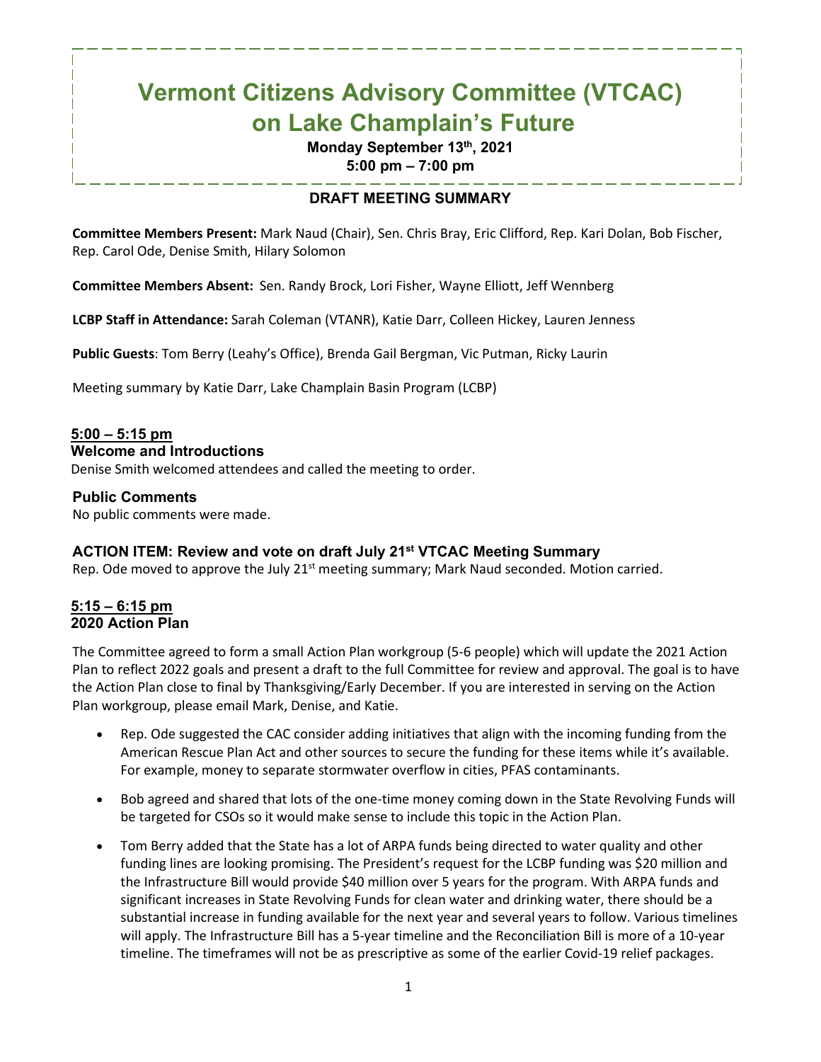# Vermont Citizens Advisory Committee (VTCAC) on Lake Champlain's Future

**Monday September 13th, 2021**
**5:00 pm – 7:00 pm**

## DRAFT MEETING SUMMARY

**Committee Members Present:** Mark Naud (Chair), Sen. Chris Bray, Eric Clifford, Rep. Kari Dolan, Bob Fischer, Rep. Carol Ode, Denise Smith, Hilary Solomon

**Committee Members Absent:** Sen. Randy Brock, Lori Fisher, Wayne Elliott, Jeff Wennberg

**LCBP Staff in Attendance:** Sarah Coleman (VTANR), Katie Darr, Colleen Hickey, Lauren Jenness

**Public Guests**: Tom Berry (Leahy's Office), Brenda Gail Bergman, Vic Putman, Ricky Laurin

Meeting summary by Katie Darr, Lake Champlain Basin Program (LCBP)

### 5:00 – 5:15 pm

### Welcome and Introductions

Denise Smith welcomed attendees and called the meeting to order.

### Public Comments

No public comments were made.

### ACTION ITEM: Review and vote on draft July 21st VTCAC Meeting Summary

Rep. Ode moved to approve the July 21st meeting summary; Mark Naud seconded. Motion carried.

### 5:15 – 6:15 pm

### 2020 Action Plan

The Committee agreed to form a small Action Plan workgroup (5-6 people) which will update the 2021 Action Plan to reflect 2022 goals and present a draft to the full Committee for review and approval. The goal is to have the Action Plan close to final by Thanksgiving/Early December. If you are interested in serving on the Action Plan workgroup, please email Mark, Denise, and Katie.

- Rep. Ode suggested the CAC consider adding initiatives that align with the incoming funding from the American Rescue Plan Act and other sources to secure the funding for these items while it's available. For example, money to separate stormwater overflow in cities, PFAS contaminants.
- Bob agreed and shared that lots of the one-time money coming down in the State Revolving Funds will be targeted for CSOs so it would make sense to include this topic in the Action Plan.
- Tom Berry added that the State has a lot of ARPA funds being directed to water quality and other funding lines are looking promising. The President's request for the LCBP funding was $20 million and the Infrastructure Bill would provide $40 million over 5 years for the program. With ARPA funds and significant increases in State Revolving Funds for clean water and drinking water, there should be a substantial increase in funding available for the next year and several years to follow. Various timelines will apply. The Infrastructure Bill has a 5-year timeline and the Reconciliation Bill is more of a 10-year timeline. The timeframes will not be as prescriptive as some of the earlier Covid-19 relief packages.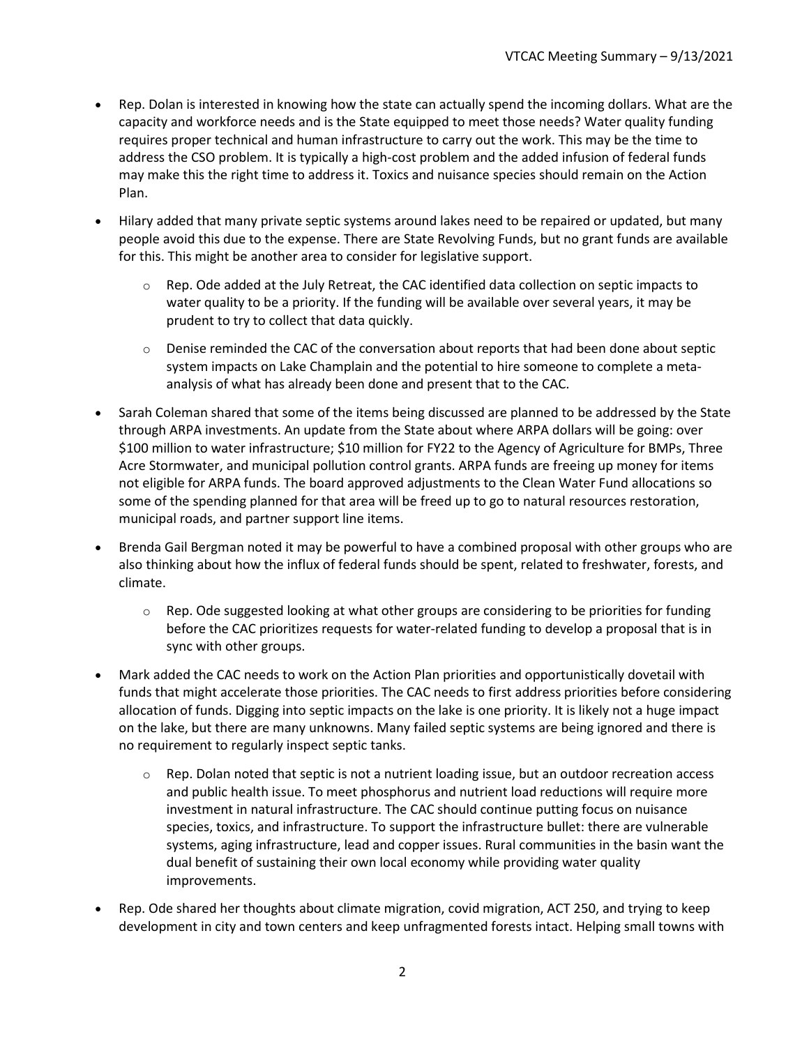- Rep. Dolan is interested in knowing how the state can actually spend the incoming dollars. What are the capacity and workforce needs and is the State equipped to meet those needs? Water quality funding requires proper technical and human infrastructure to carry out the work. This may be the time to address the CSO problem. It is typically a high-cost problem and the added infusion of federal funds may make this the right time to address it. Toxics and nuisance species should remain on the Action Plan.
- Hilary added that many private septic systems around lakes need to be repaired or updated, but many people avoid this due to the expense. There are State Revolving Funds, but no grant funds are available for this. This might be another area to consider for legislative support.
  - Rep. Ode added at the July Retreat, the CAC identified data collection on septic impacts to water quality to be a priority. If the funding will be available over several years, it may be prudent to try to collect that data quickly.
  - Denise reminded the CAC of the conversation about reports that had been done about septic system impacts on Lake Champlain and the potential to hire someone to complete a meta-analysis of what has already been done and present that to the CAC.
- Sarah Coleman shared that some of the items being discussed are planned to be addressed by the State through ARPA investments. An update from the State about where ARPA dollars will be going: over $100 million to water infrastructure; $10 million for FY22 to the Agency of Agriculture for BMPs, Three Acre Stormwater, and municipal pollution control grants. ARPA funds are freeing up money for items not eligible for ARPA funds. The board approved adjustments to the Clean Water Fund allocations so some of the spending planned for that area will be freed up to go to natural resources restoration, municipal roads, and partner support line items.
- Brenda Gail Bergman noted it may be powerful to have a combined proposal with other groups who are also thinking about how the influx of federal funds should be spent, related to freshwater, forests, and climate.
  - Rep. Ode suggested looking at what other groups are considering to be priorities for funding before the CAC prioritizes requests for water-related funding to develop a proposal that is in sync with other groups.
- Mark added the CAC needs to work on the Action Plan priorities and opportunistically dovetail with funds that might accelerate those priorities. The CAC needs to first address priorities before considering allocation of funds. Digging into septic impacts on the lake is one priority. It is likely not a huge impact on the lake, but there are many unknowns. Many failed septic systems are being ignored and there is no requirement to regularly inspect septic tanks.
  - Rep. Dolan noted that septic is not a nutrient loading issue, but an outdoor recreation access and public health issue. To meet phosphorus and nutrient load reductions will require more investment in natural infrastructure. The CAC should continue putting focus on nuisance species, toxics, and infrastructure. To support the infrastructure bullet: there are vulnerable systems, aging infrastructure, lead and copper issues. Rural communities in the basin want the dual benefit of sustaining their own local economy while providing water quality improvements.
- Rep. Ode shared her thoughts about climate migration, covid migration, ACT 250, and trying to keep development in city and town centers and keep unfragmented forests intact. Helping small towns with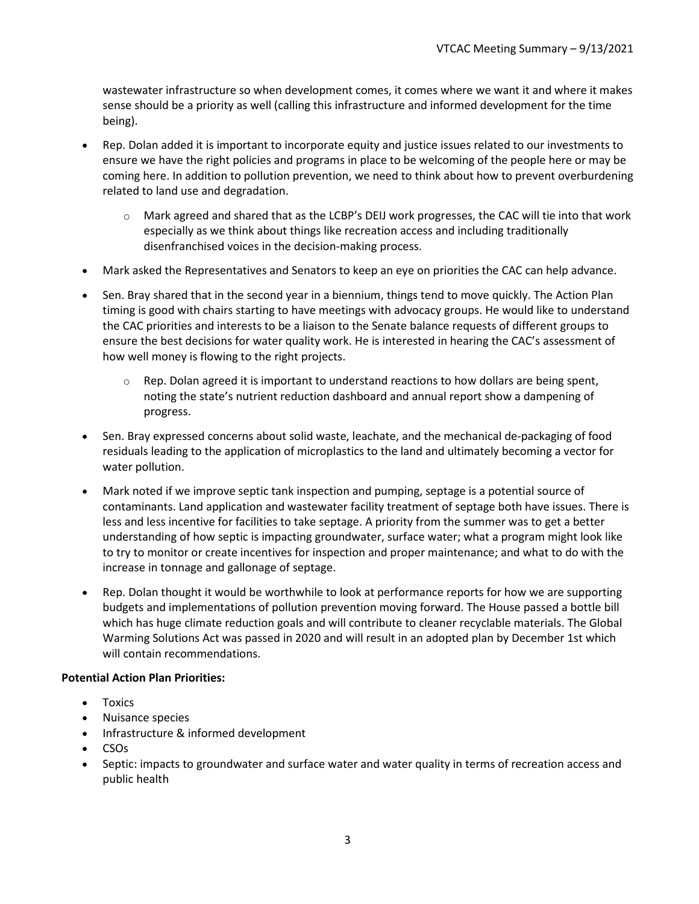wastewater infrastructure so when development comes, it comes where we want it and where it makes sense should be a priority as well (calling this infrastructure and informed development for the time being).

- Rep. Dolan added it is important to incorporate equity and justice issues related to our investments to ensure we have the right policies and programs in place to be welcoming of the people here or may be coming here. In addition to pollution prevention, we need to think about how to prevent overburdening related to land use and degradation.
  - Mark agreed and shared that as the LCBP's DEIJ work progresses, the CAC will tie into that work especially as we think about things like recreation access and including traditionally disenfranchised voices in the decision-making process.
- Mark asked the Representatives and Senators to keep an eye on priorities the CAC can help advance.
- Sen. Bray shared that in the second year in a biennium, things tend to move quickly. The Action Plan timing is good with chairs starting to have meetings with advocacy groups. He would like to understand the CAC priorities and interests to be a liaison to the Senate balance requests of different groups to ensure the best decisions for water quality work. He is interested in hearing the CAC's assessment of how well money is flowing to the right projects.
  - Rep. Dolan agreed it is important to understand reactions to how dollars are being spent, noting the state's nutrient reduction dashboard and annual report show a dampening of progress.
- Sen. Bray expressed concerns about solid waste, leachate, and the mechanical de-packaging of food residuals leading to the application of microplastics to the land and ultimately becoming a vector for water pollution.
- Mark noted if we improve septic tank inspection and pumping, septage is a potential source of contaminants. Land application and wastewater facility treatment of septage both have issues. There is less and less incentive for facilities to take septage. A priority from the summer was to get a better understanding of how septic is impacting groundwater, surface water; what a program might look like to try to monitor or create incentives for inspection and proper maintenance; and what to do with the increase in tonnage and gallonage of septage.
- Rep. Dolan thought it would be worthwhile to look at performance reports for how we are supporting budgets and implementations of pollution prevention moving forward. The House passed a bottle bill which has huge climate reduction goals and will contribute to cleaner recyclable materials. The Global Warming Solutions Act was passed in 2020 and will result in an adopted plan by December 1st which will contain recommendations.

**Potential Action Plan Priorities:**

- Toxics
- Nuisance species
- Infrastructure & informed development
- CSOs
- Septic: impacts to groundwater and surface water and water quality in terms of recreation access and public health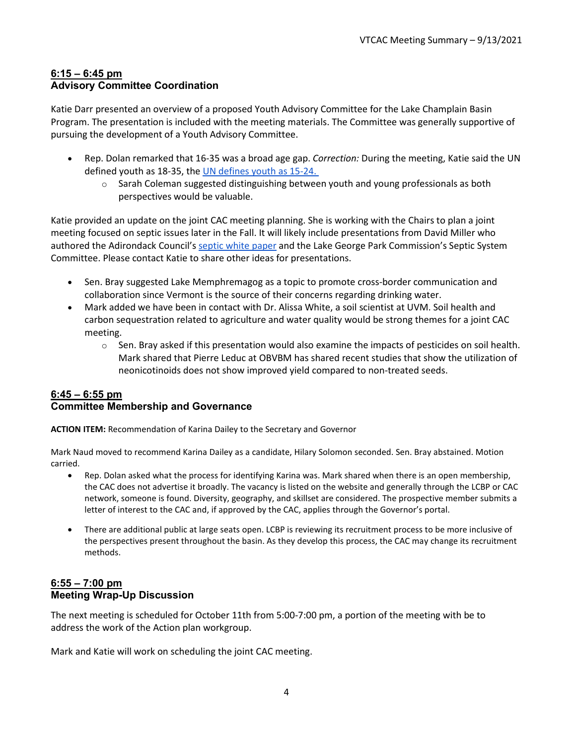## 6:15 – 6:45 pm
## Advisory Committee Coordination

Katie Darr presented an overview of a proposed Youth Advisory Committee for the Lake Champlain Basin Program. The presentation is included with the meeting materials. The Committee was generally supportive of pursuing the development of a Youth Advisory Committee.

- Rep. Dolan remarked that 16-35 was a broad age gap. *Correction:* During the meeting, Katie said the UN defined youth as 18-35, the UN defines youth as 15-24.
  - Sarah Coleman suggested distinguishing between youth and young professionals as both perspectives would be valuable.

Katie provided an update on the joint CAC meeting planning. She is working with the Chairs to plan a joint meeting focused on septic issues later in the Fall. It will likely include presentations from David Miller who authored the Adirondack Council's septic white paper and the Lake George Park Commission's Septic System Committee. Please contact Katie to share other ideas for presentations.

- Sen. Bray suggested Lake Memphremagog as a topic to promote cross-border communication and collaboration since Vermont is the source of their concerns regarding drinking water.
- Mark added we have been in contact with Dr. Alissa White, a soil scientist at UVM. Soil health and carbon sequestration related to agriculture and water quality would be strong themes for a joint CAC meeting.
  - Sen. Bray asked if this presentation would also examine the impacts of pesticides on soil health. Mark shared that Pierre Leduc at OBVBM has shared recent studies that show the utilization of neonicotinoids does not show improved yield compared to non-treated seeds.

## 6:45 – 6:55 pm
## Committee Membership and Governance

**ACTION ITEM:** Recommendation of Karina Dailey to the Secretary and Governor

Mark Naud moved to recommend Karina Dailey as a candidate, Hilary Solomon seconded. Sen. Bray abstained. Motion carried.

- Rep. Dolan asked what the process for identifying Karina was. Mark shared when there is an open membership, the CAC does not advertise it broadly. The vacancy is listed on the website and generally through the LCBP or CAC network, someone is found. Diversity, geography, and skillset are considered. The prospective member submits a letter of interest to the CAC and, if approved by the CAC, applies through the Governor's portal.
- There are additional public at large seats open. LCBP is reviewing its recruitment process to be more inclusive of the perspectives present throughout the basin. As they develop this process, the CAC may change its recruitment methods.

## 6:55 – 7:00 pm
## Meeting Wrap-Up Discussion

The next meeting is scheduled for October 11th from 5:00-7:00 pm, a portion of the meeting with be to address the work of the Action plan workgroup.

Mark and Katie will work on scheduling the joint CAC meeting.